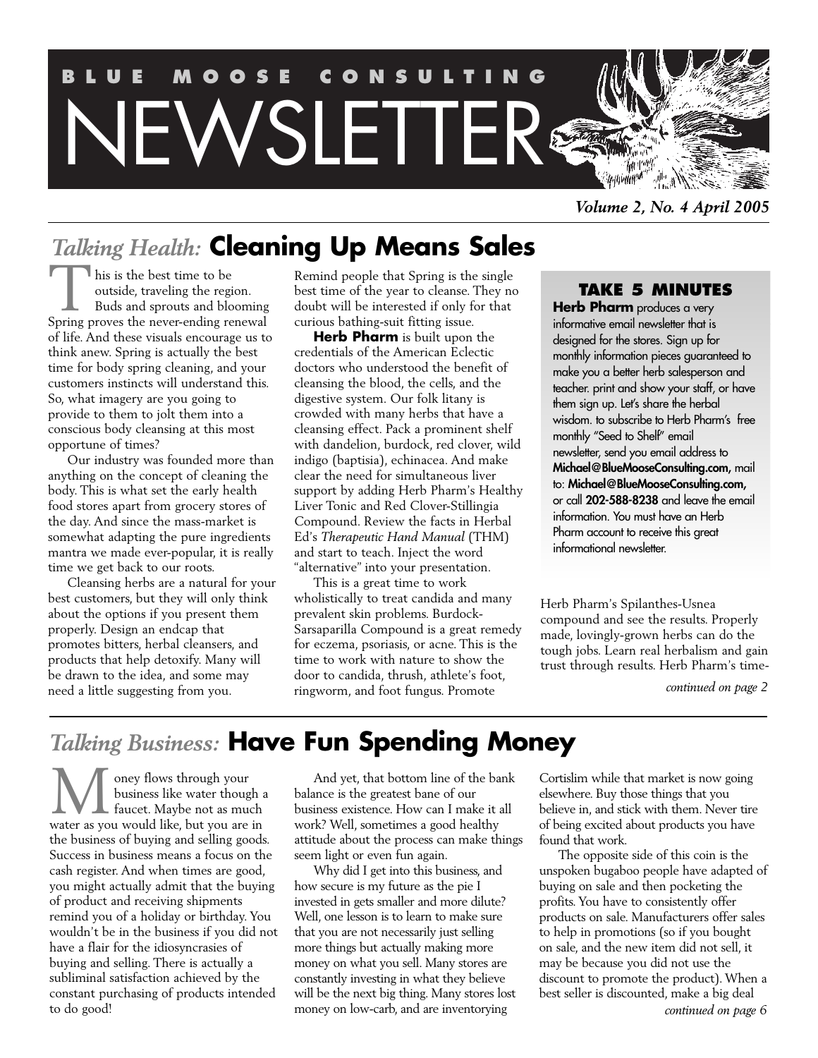# BLUE MOOSE CONSULTING NEWSLETTER

*Volume 2, No. 4 April 2005*

## *Talking Health:* Cleaning Up Means Sales

This is the best time to be outside, traveling the region. Buds and sprouts and blooming Spring proves the never-ending renewal of life. And these visuals encourage us to think anew. Spring is actually the best time for body spring cleaning, and your customers instincts will understand this. So, what imagery are you going to provide to them to jolt them into a conscious body cleansing at this most opportune of times?

Our industry was founded more than anything on the concept of cleaning the body. This is what set the early health food stores apart from grocery stores of the day. And since the mass-market is somewhat adapting the pure ingredients mantra we made ever-popular, it is really time we get back to our roots.

Cleansing herbs are a natural for your best customers, but they will only think about the options if you present them properly. Design an endcap that promotes bitters, herbal cleansers, and products that help detoxify. Many will be drawn to the idea, and some may need a little suggesting from you.

Remind people that Spring is the single best time of the year to cleanse. They no doubt will be interested if only for that curious bathing-suit fitting issue.

**Herb Pharm** is built upon the credentials of the American Eclectic doctors who understood the benefit of cleansing the blood, the cells, and the digestive system. Our folk litany is crowded with many herbs that have a cleansing effect. Pack a prominent shelf with dandelion, burdock, red clover, wild indigo (baptisia), echinacea. And make clear the need for simultaneous liver support by adding Herb Pharm's Healthy Liver Tonic and Red Clover-Stillingia Compound. Review the facts in Herbal Ed's *Therapeutic Hand Manual* (THM) and start to teach. Inject the word "alternative" into your presentation.

This is a great time to work wholistically to treat candida and many prevalent skin problems. Burdock-Sarsaparilla Compound is a great remedy for eczema, psoriasis, or acne. This is the time to work with nature to show the door to candida, thrush, athlete's foot, ringworm, and foot fungus. Promote Herb Pharm's Spilanthes-Usnea compound and see the results. Properly made, lovingly-grown herbs can do the tough jobs. Learn real herbalism and gain trust through results. Herb Pharm's time-

*continued on page 2*

### TAKE 5 MINUTES

**Herb Pharm** produces a very informative email newsletter that is designed for the stores. Sign up for monthly information pieces guaranteed to make you a better herb salesperson and teacher. print and show your staff, or have them sign up. Let's share the herbal wisdom. to subscribe to Herb Pharm's free monthly "Seed to Shelf" email newsletter, send you email address to **Michael@BlueMooseConsulting.com,** mail to: **Michael@BlueMooseConsulting.com,** or call **202-588-8238** and leave the email information. You must have an Herb Pharm account to receive this great informational newsletter.

## *Talking Business:* Have Fun Spending Money

Money flows through your business like water though a faucet. Maybe not as much water as you would like, but you are in the business of buying and selling goods. Success in business means a focus on the cash register. And when times are good, you might actually admit that the buying of product and receiving shipments remind you of a holiday or birthday. You wouldn't be in the business if you did not have a flair for the idiosyncrasies of buying and selling. There is actually a subliminal satisfaction achieved by the constant purchasing of products intended to do good!

And yet, that bottom line of the bank balance is the greatest bane of our business existence. How can I make it all work? Well, sometimes a good healthy attitude about the process can make things seem light or even fun again.

Why did I get into this business, and how secure is my future as the pie I invested in gets smaller and more dilute? Well, one lesson is to learn to make sure that you are not necessarily just selling more things but actually making more money on what you sell. Many stores are constantly investing in what they believe will be the next big thing. Many stores lost money on low-carb, and are inventorying Cortislim while that market is now going elsewhere. Buy those things that you believe in, and stick with them. Never tire of being excited about products you have found that work.

The opposite side of this coin is the unspoken bugaboo people have adapted of buying on sale and then pocketing the profits. You have to consistently offer products on sale. Manufacturers offer sales to help in promotions (so if you bought on sale, and the new item did not sell, it may be because you did not use the discount to promote the product). When a best seller is discounted, make a big deal

*continued on page 6*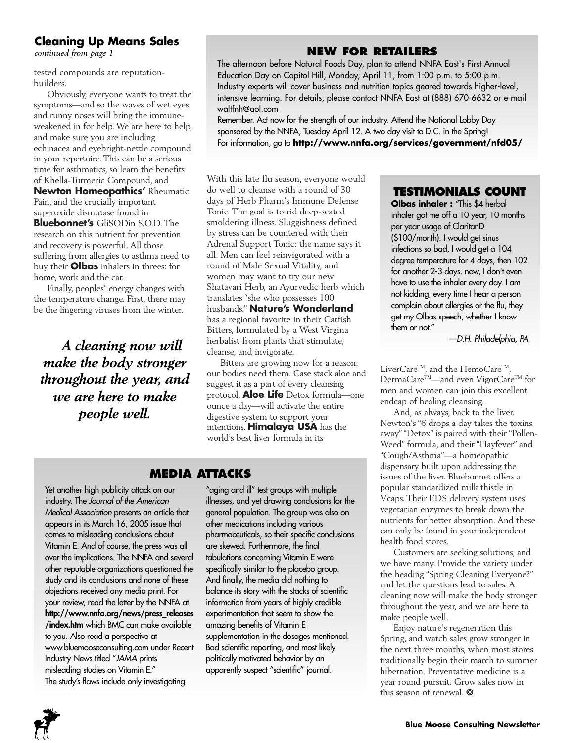## Cleaning Up Means Sales

*continued from page 1*

tested compounds are reputation-builders.

Obviously, everyone wants to treat the symptoms—and so the waves of wet eyes and runny noses will bring the immune-weakened in for help. We are here to help, and make sure you are including echinacea and eyebright-nettle compound in your repertoire. This can be a serious time for asthmatics, so learn the benefits of Khella-Turmeric Compound, and **Newton Homeopathics'** Rheumatic Pain, and the crucially important superoxide dismutase found in **Bluebonnet's** GliSODin S.O.D. The research on this nutrient for prevention and recovery is powerful. All those suffering from allergies to asthma need to buy their **Olbas** inhalers in threes: for home, work and the car.

Finally, peoples' energy changes with the temperature change. First, there may be the lingering viruses from the winter.

> ***A cleaning now will make the body stronger throughout the year, and we are here to make people well.***

With this late flu season, everyone would do well to cleanse with a round of 30 days of Herb Pharm's Immune Defense Tonic. The goal is to rid deep-seated smoldering illness. Sluggishness defined by stress can be countered with their Adrenal Support Tonic: the name says it all. Men can feel reinvigorated with a round of Male Sexual Vitality, and women may want to try our new Shatavari Herb, an Ayurvedic herb which translates "she who possesses 100 husbands." **Nature's Wonderland** has a regional favorite in their Catfish Bitters, formulated by a West Virgina herbalist from plants that stimulate, cleanse, and invigorate.

Bitters are growing now for a reason: our bodies need them. Case stack aloe and suggest it as a part of every cleansing protocol. **Aloe Life** Detox formula—one ounce a day—will activate the entire digestive system to support your intentions. **Himalaya USA** has the world's best liver formula in its LiverCare™, and the HemoCare™, DermaCare™—and even VigorCare™ for men and women can join this excellent endcap of healing cleansing.

And, as always, back to the liver. Newton's "6 drops a day takes the toxins away" "Detox" is paired with their "Pollen-Weed" formula, and their "Hayfever" and "Cough/Asthma"—a homeopathic dispensary built upon addressing the issues of the liver. Bluebonnet offers a popular standardized milk thistle in Vcaps. Their EDS delivery system uses vegetarian enzymes to break down the nutrients for better absorption. And these can only be found in your independent health food stores.

Customers are seeking solutions, and we have many. Provide the variety under the heading "Spring Cleaning Everyone?" and let the questions lead to sales. A cleaning now will make the body stronger throughout the year, and we are here to make people well.

Enjoy nature's regeneration this Spring, and watch sales grow stronger in the next three months, when most stores traditionally begin their march to summer hibernation. Preventative medicine is a year round pursuit. Grow sales now in this season of renewal. ❂

## NEW FOR RETAILERS

The afternoon before Natural Foods Day, plan to attend NNFA East's First Annual Education Day on Capitol Hill, Monday, April 11, from 1:00 p.m. to 5:00 p.m. Industry experts will cover business and nutrition topics geared towards higher-level, intensive learning. For details, please contact NNFA East at (888) 670-6632 or e-mail waltfnh@aol.com

Remember. Act now for the strength of our industry. Attend the National Lobby Day sponsored by the NNFA, Tuesday April 12. A two day visit to D.C. in the Spring! For information, go to **http://www.nnfa.org/services/government/nfd05/**

## TESTIMONIALS COUNT

**Olbas inhaler :** "This $4 herbal inhaler got me off a 10 year, 10 months per year usage of ClaritanD ($100/month). I would get sinus infections so bad, I would get a 104 degree temperature for 4 days, then 102 for another 2-3 days. now, I don't even have to use the inhaler every day. I am not kidding, every time I hear a person complain about allergies or the flu, they get my Olbas speech, whether I know them or not."

*—D.H. Philadelphia, PA*

## MEDIA ATTACKS

Yet another high-publicity attack on our industry. The *Journal of the American Medical Association* presents an article that appears in its March 16, 2005 issue that comes to misleading conclusions about Vitamin E. And of course, the press was all over the implications. The NNFA and several other reputable organizations questioned the study and its conclusions and none of these objections received any media print. For your review, read the letter by the NNFA at **http://www.nnfa.org/news/press_releases/index.htm** which BMC can make available to you. Also read a perspective at www.bluemooseconsulting.com under Recent Industry News titled "*JAMA* prints misleading studies on Vitamin E."

The study's flaws include only investigating "aging and ill" test groups with multiple illnesses, and yet drawing conclusions for the general population. The group was also on other medications including various pharmaceuticals, so their specific conclusions are skewed. Furthermore, the final tabulations concerning Vitamin E were specifically similar to the placebo group. And finally, the media did nothing to balance its story with the stacks of scientific information from years of highly credible experimentation that seem to show the amazing benefits of Vitamin E supplementation in the dosages mentioned. Bad scientific reporting, and most likely politically motivated behavior by an apparently suspect "scientific" journal.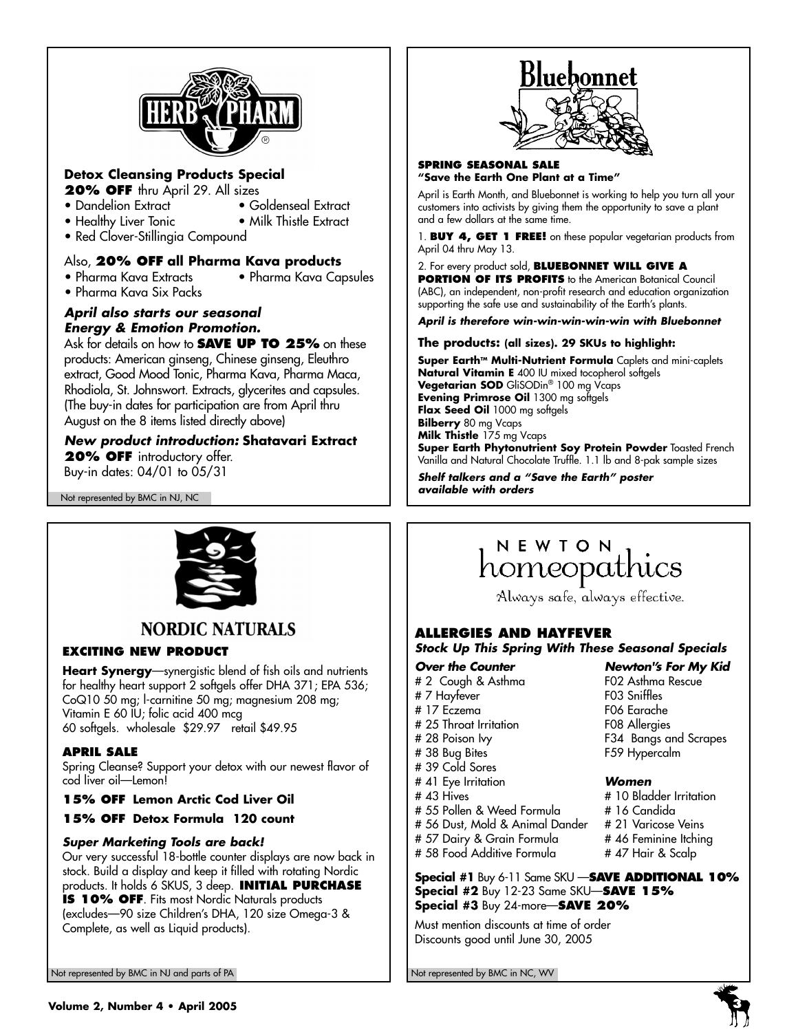## HERB PHARM

### Detox Cleansing Products Special

**20% OFF** thru April 29. All sizes

- Dandelion Extract
- Goldenseal Extract
- Healthy Liver Tonic
- Milk Thistle Extract
- Red Clover-Stillingia Compound

Also, **20% OFF all Pharma Kava products**

- Pharma Kava Extracts
- Pharma Kava Capsules
- Pharma Kava Six Packs

***April also starts our seasonal Energy & Emotion Promotion.***

Ask for details on how to **SAVE UP TO 25%** on these products: American ginseng, Chinese ginseng, Eleuthro extract, Good Mood Tonic, Pharma Kava, Pharma Maca, Rhodiola, St. Johnswort. Extracts, glycerites and capsules. (The buy-in dates for participation are from April thru August on the 8 items listed directly above)

***New product introduction:* Shatavari Extract**
**20% OFF** introductory offer.
Buy-in dates: 04/01 to 05/31

Not represented by BMC in NJ, NC

---

## Bluebonnet

**SPRING SEASONAL SALE**
**"Save the Earth One Plant at a Time"**

April is Earth Month, and Bluebonnet is working to help you turn all your customers into activists by giving them the opportunity to save a plant and a few dollars at the same time.

1. **BUY 4, GET 1 FREE!** on these popular vegetarian products from April 04 thru May 13.

2. For every product sold, **BLUEBONNET WILL GIVE A PORTION OF ITS PROFITS** to the American Botanical Council (ABC), an independent, non-profit research and education organization supporting the safe use and sustainability of the Earth's plants.

***April is therefore win-win-win-win-win with Bluebonnet***

**The products: (all sizes). 29 SKUs to highlight:**

**Super Earth™ Multi-Nutrient Formula** Caplets and mini-caplets
**Natural Vitamin E** 400 IU mixed tocopherol softgels
**Vegetarian SOD** GliSODin® 100 mg Vcaps
**Evening Primrose Oil** 1300 mg softgels
**Flax Seed Oil** 1000 mg softgels
**Bilberry** 80 mg Vcaps
**Milk Thistle** 175 mg Vcaps
**Super Earth Phytonutrient Soy Protein Powder** Toasted French Vanilla and Natural Chocolate Truffle. 1.1 lb and 8-pak sample sizes

***Shelf talkers and a "Save the Earth" poster available with orders***

---

## NORDIC NATURALS

### EXCITING NEW PRODUCT

**Heart Synergy**—synergistic blend of fish oils and nutrients for healthy heart support 2 softgels offer DHA 371; EPA 536; CoQ10 50 mg; l-carnitine 50 mg; magnesium 208 mg; Vitamin E 60 IU; folic acid 400 mcg
60 softgels. wholesale $29.97 retail $49.95

### APRIL SALE

Spring Cleanse? Support your detox with our newest flavor of cod liver oil—Lemon!

**15% OFF Lemon Arctic Cod Liver Oil**

**15% OFF Detox Formula 120 count**

***Super Marketing Tools are back!***

Our very successful 18-bottle counter displays are now back in stock. Build a display and keep it filled with rotating Nordic products. It holds 6 SKUS, 3 deep. **INITIAL PURCHASE IS 10% OFF**. Fits most Nordic Naturals products (excludes—90 size Children's DHA, 120 size Omega-3 & Complete, as well as Liquid products).

Not represented by BMC in NJ and parts of PA

---

## NEWTON homeopathics

Always safe, always effective.

### ALLERGIES AND HAYFEVER

***Stock Up This Spring With These Seasonal Specials***

***Over the Counter***

- # 2 Cough & Asthma
- # 7 Hayfever
- # 17 Eczema
- # 25 Throat Irritation
- # 28 Poison Ivy
- # 38 Bug Bites
- # 39 Cold Sores
- # 41 Eye Irritation
- # 43 Hives
- # 55 Pollen & Weed Formula
- # 56 Dust, Mold & Animal Dander
- # 57 Dairy & Grain Formula
- # 58 Food Additive Formula

***Newton's For My Kid***

- F02 Asthma Rescue
- F03 Sniffles
- F06 Earache
- F08 Allergies
- F34 Bangs and Scrapes
- F59 Hypercalm

***Women***

- # 10 Bladder Irritation
- # 16 Candida
- # 21 Varicose Veins
- # 46 Feminine Itching
- # 47 Hair & Scalp

**Special #1** Buy 6-11 Same SKU —**SAVE ADDITIONAL 10%**
**Special #2** Buy 12-23 Same SKU—**SAVE 15%**
**Special #3** Buy 24-more—**SAVE 20%**

Must mention discounts at time of order
Discounts good until June 30, 2005

Not represented by BMC in NC, WV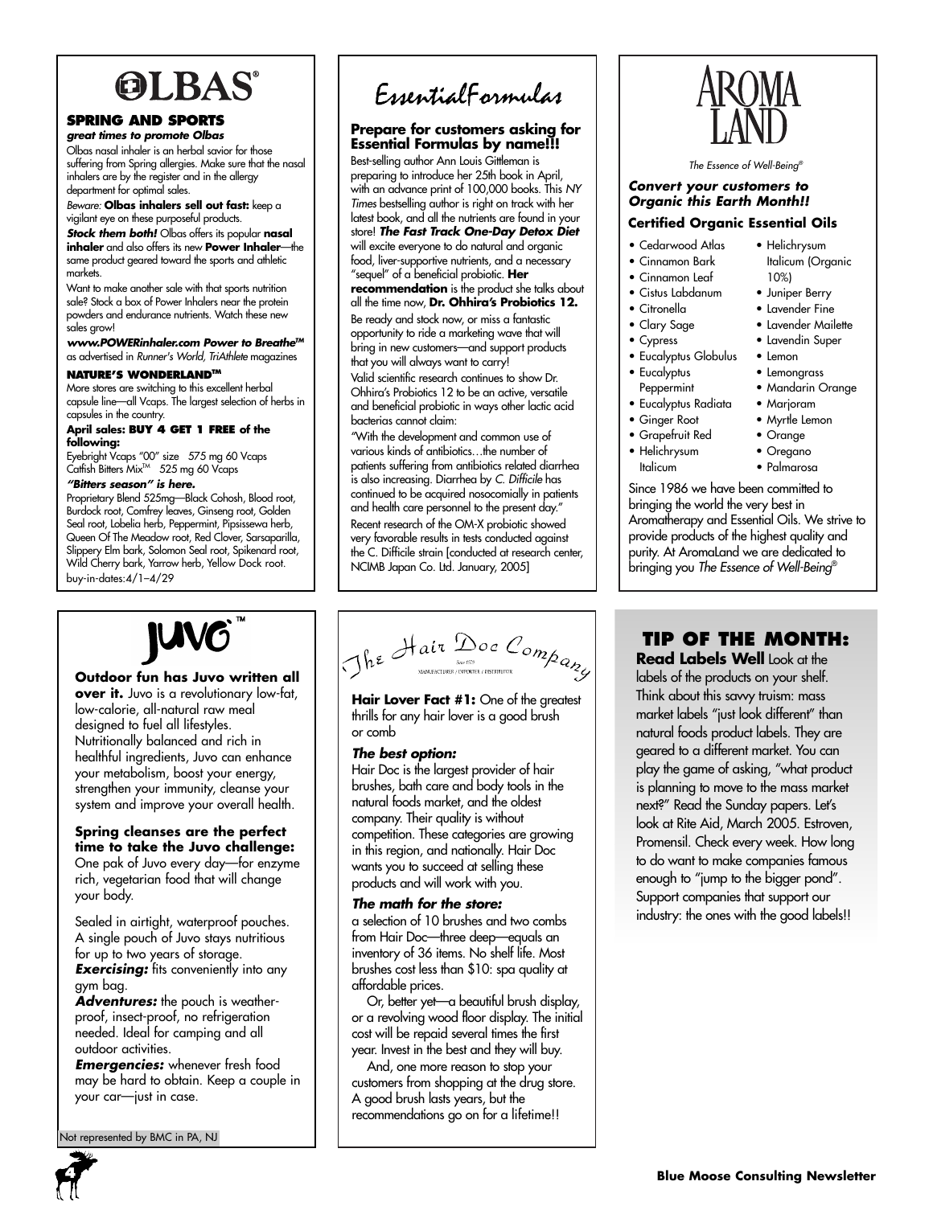# OLBAS®

### SPRING AND SPORTS

***great times to promote Olbas***

Olbas nasal inhaler is an herbal savior for those suffering from Spring allergies. Make sure that the nasal inhalers are by the register and in the allergy department for optimal sales.

*Beware:* **Olbas inhalers sell out fast:** keep a vigilant eye on these purposeful products.

***Stock them both!*** Olbas offers its popular **nasal inhaler** and also offers its new **Power Inhaler**—the same product geared toward the sports and athletic markets.

Want to make another sale with that sports nutrition sale? Stock a box of Power Inhalers near the protein powders and endurance nutrients. Watch these new sales grow!

***www.POWERinhaler.com Power to Breathe™*** as advertised in *Runner's World, TriAthlete* magazines

### NATURE'S WONDERLAND™

More stores are switching to this excellent herbal capsule line—all Vcaps. The largest selection of herbs in capsules in the country.

**April sales: BUY 4 GET 1 FREE of the following:**

Eyebright Vcaps "00" size 575 mg 60 Vcaps
Catfish Bitters Mix™ 525 mg 60 Vcaps

***"Bitters season" is here.***

Proprietary Blend 525mg—Black Cohosh, Blood root, Burdock root, Comfrey leaves, Ginseng root, Golden Seal root, Lobelia herb, Peppermint, Pipsissewa herb, Queen Of The Meadow root, Red Clover, Sarsaparilla, Slippery Elm bark, Solomon Seal root, Spikenard root, Wild Cherry bark, Yarrow herb, Yellow Dock root.

buy-in-dates:4/1–4/29

# EssentialFormulas

### Prepare for customers asking for Essential Formulas by name!!!

Best-selling author Ann Louis Gittleman is preparing to introduce her 25th book in April, with an advance print of 100,000 books. This *NY Times* bestselling author is right on track with her latest book, and all the nutrients are found in your store! ***The Fast Track One-Day Detox Diet*** will excite everyone to do natural and organic food, liver-supportive nutrients, and a necessary "sequel" of a beneficial probiotic. **Her recommendation** is the product she talks about all the time now, **Dr. Ohhira's Probiotics 12.**

Be ready and stock now, or miss a fantastic opportunity to ride a marketing wave that will bring in new customers—and support products that you will always want to carry!

Valid scientific research continues to show Dr. Ohhira's Probiotics 12 to be an active, versatile and beneficial probiotic in ways other lactic acid bacterias cannot claim:

"With the development and common use of various kinds of antibiotics…the number of patients suffering from antibiotics related diarrhea is also increasing. Diarrhea by *C. Difficile* has continued to be acquired nosocomially in patients and health care personnel to the present day."

Recent research of the OM-X probiotic showed very favorable results in tests conducted against the C. Difficile strain [conducted at research center, NCIMB Japan Co. Ltd. January, 2005]

# AROMA LAND

*The Essence of Well-Being®*

### *Convert your customers to Organic this Earth Month!!*

### Certified Organic Essential Oils

- Cedarwood Atlas
- Cinnamon Bark
- Cinnamon Leaf
- Cistus Labdanum
- Citronella
- Clary Sage
- Cypress
- Eucalyptus Globulus
- Eucalyptus Peppermint
- Eucalyptus Radiata
- Ginger Root
- Grapefruit Red
- Helichrysum Italicum
- Helichrysum Italicum (Organic 10%)
- Juniper Berry
- Lavender Fine
- Lavender Mailette
- Lavendin Super
- Lemon
- Lemongrass
- Mandarin Orange
- Marjoram
- Myrtle Lemon
- Orange
- Oregano
- Palmarosa

Since 1986 we have been committed to bringing the world the very best in Aromatherapy and Essential Oils. We strive to provide products of the highest quality and purity. At AromaLand we are dedicated to bringing you *The Essence of Well-Being®*

# JUVO™

**Outdoor fun has Juvo written all over it.** Juvo is a revolutionary low-fat, low-calorie, all-natural raw meal designed to fuel all lifestyles. Nutritionally balanced and rich in healthful ingredients, Juvo can enhance your metabolism, boost your energy, strengthen your immunity, cleanse your system and improve your overall health.

**Spring cleanses are the perfect time to take the Juvo challenge:** One pak of Juvo every day—for enzyme rich, vegetarian food that will change your body.

Sealed in airtight, waterproof pouches. A single pouch of Juvo stays nutritious for up to two years of storage.

***Exercising:*** fits conveniently into any gym bag.

***Adventures:*** the pouch is weather-proof, insect-proof, no refrigeration needed. Ideal for camping and all outdoor activities.

***Emergencies:*** whenever fresh food may be hard to obtain. Keep a couple in your car—just in case.

Not represented by BMC in PA, NJ

# The Hair Doc Company

MANUFACTURER / IMPORTER / DISTRIBUTOR

**Hair Lover Fact #1:** One of the greatest thrills for any hair lover is a good brush or comb

***The best option:***

Hair Doc is the largest provider of hair brushes, bath care and body tools in the natural foods market, and the oldest company. Their quality is without competition. These categories are growing in this region, and nationally. Hair Doc wants you to succeed at selling these products and will work with you.

***The math for the store:***

a selection of 10 brushes and two combs from Hair Doc—three deep—equals an inventory of 36 items. No shelf life. Most brushes cost less than $10: spa quality at affordable prices.

Or, better yet—a beautiful brush display, or a revolving wood floor display. The initial cost will be repaid several times the first year. Invest in the best and they will buy.

And, one more reason to stop your customers from shopping at the drug store. A good brush lasts years, but the recommendations go on for a lifetime!!

## TIP OF THE MONTH:

**Read Labels Well** Look at the labels of the products on your shelf. Think about this savvy truism: mass market labels "just look different" than natural foods product labels. They are geared to a different market. You can play the game of asking, "what product is planning to move to the mass market next?" Read the Sunday papers. Let's look at Rite Aid, March 2005. Estroven, Promensil. Check every week. How long to do want to make companies famous enough to "jump to the bigger pond". Support companies that support our industry: the ones with the good labels!!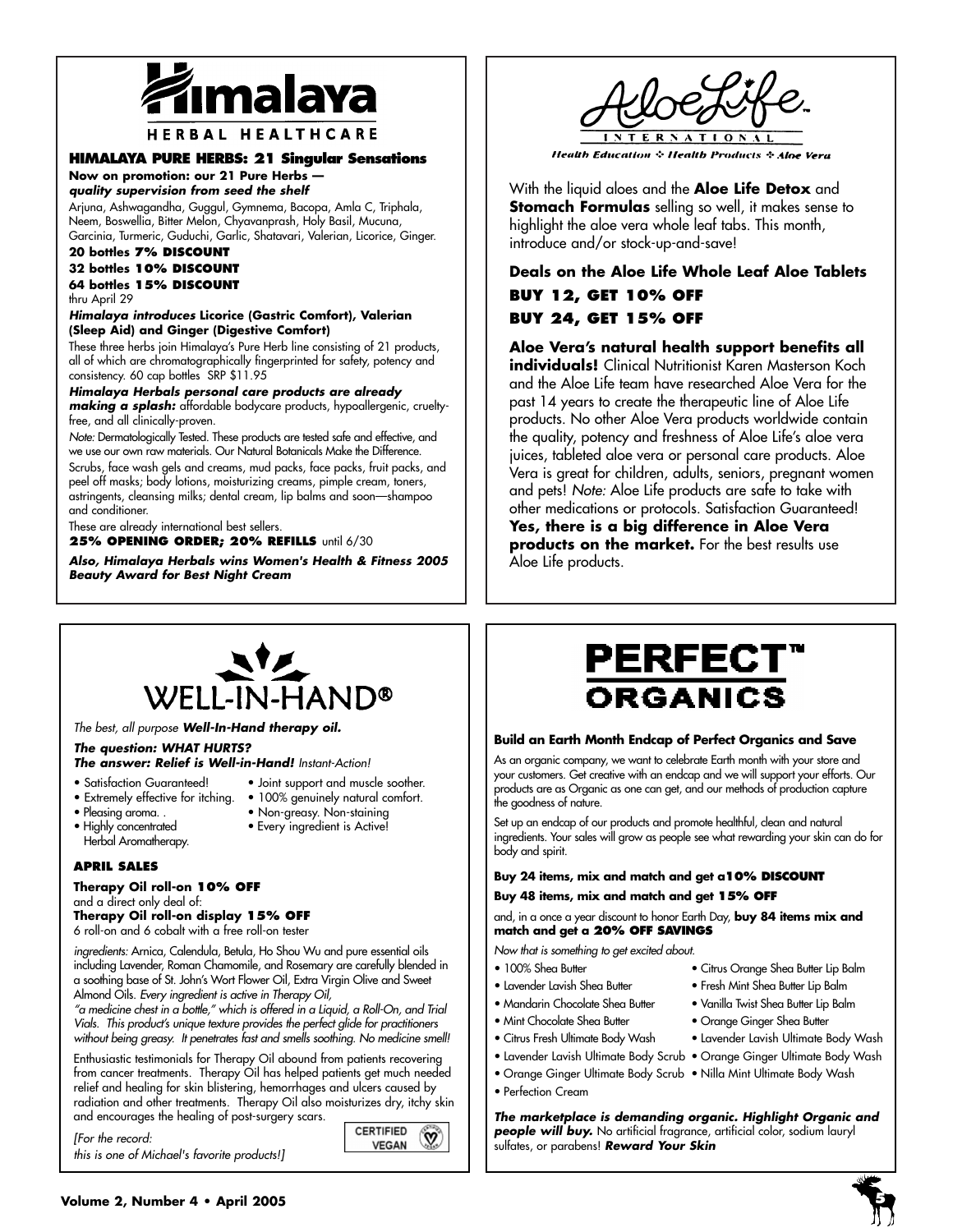# Himalaya HERBAL HEALTHCARE

### HIMALAYA PURE HERBS: 21 Singular Sensations

**Now on promotion: our 21 Pure Herbs —**
***quality supervision from seed the shelf***

Arjuna, Ashwagandha, Guggul, Gymnema, Bacopa, Amla C, Triphala, Neem, Boswellia, Bitter Melon, Chyavanprash, Holy Basil, Mucuna, Garcinia, Turmeric, Guduchi, Garlic, Shatavari, Valerian, Licorice, Ginger.

**20 bottles 7% DISCOUNT**
**32 bottles 10% DISCOUNT**
**64 bottles 15% DISCOUNT**
thru April 29

***Himalaya introduces* Licorice (Gastric Comfort), Valerian (Sleep Aid) and Ginger (Digestive Comfort)**

These three herbs join Himalaya's Pure Herb line consisting of 21 products, all of which are chromatographically fingerprinted for safety, potency and consistency. 60 cap bottles SRP $11.95

***Himalaya Herbals personal care products are already making a splash:*** affordable bodycare products, hypoallergenic, cruelty-free, and all clinically-proven.

*Note:* Dermatologically Tested. These products are tested safe and effective, and we use our own raw materials. Our Natural Botanicals Make the Difference.

Scrubs, face wash gels and creams, mud packs, face packs, fruit packs, and peel off masks; body lotions, moisturizing creams, pimple cream, toners, astringents, cleansing milks; dental cream, lip balms and soon—shampoo and conditioner.

These are already international best sellers.

**25% OPENING ORDER; 20% REFILLS** until 6/30

***Also, Himalaya Herbals wins Women's Health & Fitness 2005 Beauty Award for Best Night Cream***

# AloeLife INTERNATIONAL

*Health Education ✣ Health Products ✣ Aloe Vera*

With the liquid aloes and the **Aloe Life Detox** and **Stomach Formulas** selling so well, it makes sense to highlight the aloe vera whole leaf tabs. This month, introduce and/or stock-up-and-save!

**Deals on the Aloe Life Whole Leaf Aloe Tablets**

**BUY 12, GET 10% OFF**

**BUY 24, GET 15% OFF**

**Aloe Vera's natural health support benefits all individuals!** Clinical Nutritionist Karen Masterson Koch and the Aloe Life team have researched Aloe Vera for the past 14 years to create the therapeutic line of Aloe Life products. No other Aloe Vera products worldwide contain the quality, potency and freshness of Aloe Life's aloe vera juices, tableted aloe vera or personal care products. Aloe Vera is great for children, adults, seniors, pregnant women and pets! *Note:* Aloe Life products are safe to take with other medications or protocols. Satisfaction Guaranteed! **Yes, there is a big difference in Aloe Vera products on the market.** For the best results use Aloe Life products.

# WELL-IN-HAND®

*The best, all purpose **Well-In-Hand therapy oil.***

***The question: WHAT HURTS?***
***The answer: Relief is Well-in-Hand!*** *Instant-Action!*

- Satisfaction Guaranteed!
- Extremely effective for itching.
- Pleasing aroma. .
- Highly concentrated Herbal Aromatherapy.
- Joint support and muscle soother.
- 100% genuinely natural comfort.
- Non-greasy. Non-staining
- Every ingredient is Active!

### APRIL SALES

**Therapy Oil roll-on 10% OFF**
and a direct only deal of:
**Therapy Oil roll-on display 15% OFF**
6 roll-on and 6 cobalt with a free roll-on tester

*ingredients:* Arnica, Calendula, Betula, Ho Shou Wu and pure essential oils including Lavender, Roman Chamomile, and Rosemary are carefully blended in a soothing base of St. John's Wort Flower Oil, Extra Virgin Olive and Sweet Almond Oils. *Every ingredient is active in Therapy Oil,*

*"a medicine chest in a bottle," which is offered in a Liquid, a Roll-On, and Trial Vials. This product's unique texture provides the perfect glide for practitioners without being greasy. It penetrates fast and smells soothing. No medicine smell!*

Enthusiastic testimonials for Therapy Oil abound from patients recovering from cancer treatments. Therapy Oil has helped patients get much needed relief and healing for skin blistering, hemorrhages and ulcers caused by radiation and other treatments. Therapy Oil also moisturizes dry, itchy skin and encourages the healing of post-surgery scars.

*[For the record:*
*this is one of Michael's favorite products!]*

CERTIFIED VEGAN

# PERFECT™ ORGANICS

**Build an Earth Month Endcap of Perfect Organics and Save**

As an organic company, we want to celebrate Earth month with your store and your customers. Get creative with an endcap and we will support your efforts. Our products are as Organic as one can get, and our methods of production capture the goodness of nature.

Set up an endcap of our products and promote healthful, clean and natural ingredients. Your sales will grow as people see what rewarding your skin can do for body and spirit.

**Buy 24 items, mix and match and get a10% DISCOUNT**

**Buy 48 items, mix and match and get 15% OFF**

and, in a once a year discount to honor Earth Day, **buy 84 items mix and match and get a 20% OFF SAVINGS**

*Now that is something to get excited about.*

- 100% Shea Butter
- Lavender Lavish Shea Butter
- Mandarin Chocolate Shea Butter
- Mint Chocolate Shea Butter
- Citrus Fresh Ultimate Body Wash
- Lavender Lavish Ultimate Body Scrub
- Orange Ginger Ultimate Body Scrub
- Perfection Cream
- Citrus Orange Shea Butter Lip Balm
- Fresh Mint Shea Butter Lip Balm
- Vanilla Twist Shea Butter Lip Balm
- Orange Ginger Shea Butter
- Lavender Lavish Ultimate Body Wash
- Orange Ginger Ultimate Body Wash
- Nilla Mint Ultimate Body Wash

***The marketplace is demanding organic. Highlight Organic and people will buy.*** No artificial fragrance, artificial color, sodium lauryl sulfates, or parabens! ***Reward Your Skin***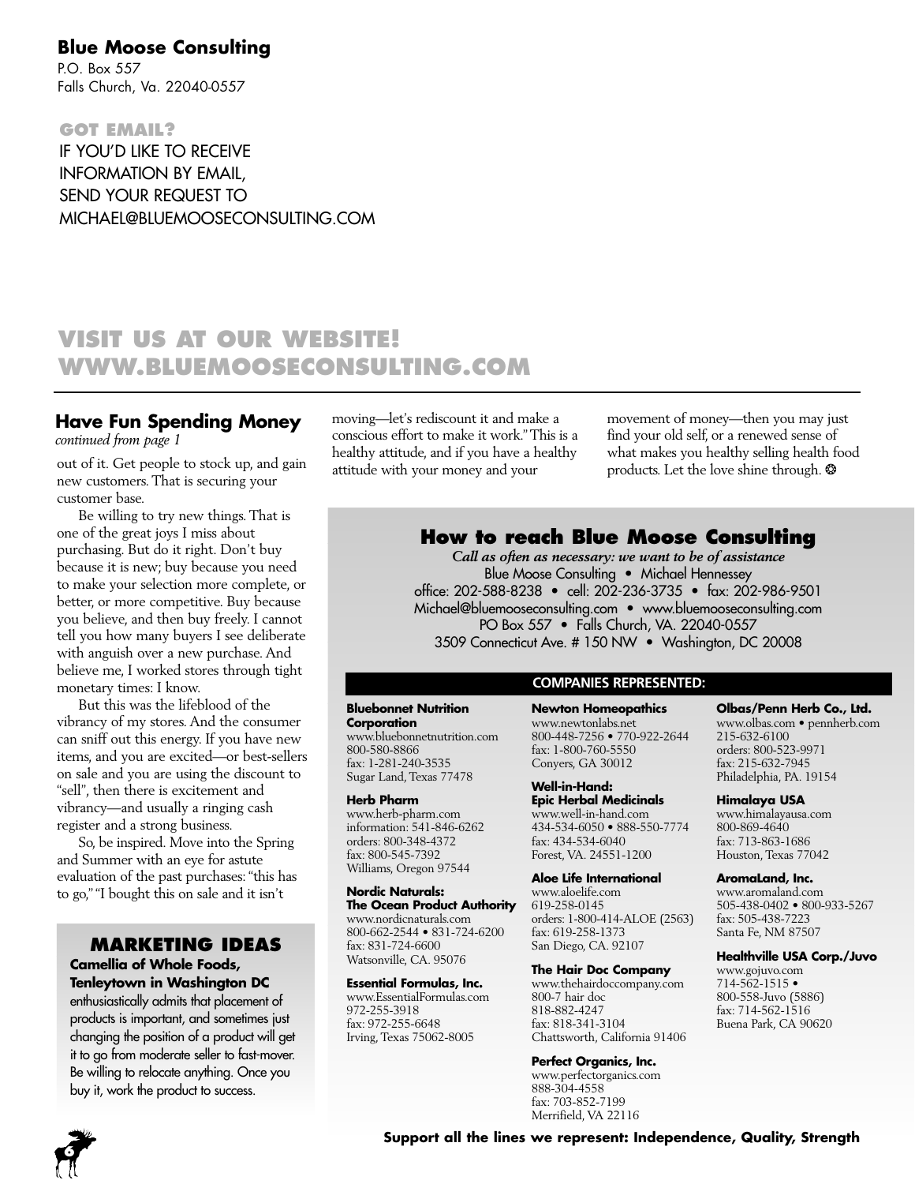**Blue Moose Consulting**
P.O. Box 557
Falls Church, Va. 22040-0557

**GOT EMAIL?**
IF YOU'D LIKE TO RECEIVE INFORMATION BY EMAIL, SEND YOUR REQUEST TO MICHAEL@BLUEMOOSECONSULTING.COM

**VISIT US AT OUR WEBSITE! WWW.BLUEMOOSECONSULTING.COM**

## Have Fun Spending Money

*continued from page 1*

out of it. Get people to stock up, and gain new customers. That is securing your customer base.

Be willing to try new things. That is one of the great joys I miss about purchasing. But do it right. Don't buy because it is new; buy because you need to make your selection more complete, or better, or more competitive. Buy because you believe, and then buy freely. I cannot tell you how many buyers I see deliberate with anguish over a new purchase. And believe me, I worked stores through tight monetary times: I know.

But this was the lifeblood of the vibrancy of my stores. And the consumer can sniff out this energy. If you have new items, and you are excited—or best-sellers on sale and you are using the discount to "sell", then there is excitement and vibrancy—and usually a ringing cash register and a strong business.

So, be inspired. Move into the Spring and Summer with an eye for astute evaluation of the past purchases: "this has to go," "I bought this on sale and it isn't moving—let's rediscount it and make a conscious effort to make it work." This is a healthy attitude, and if you have a healthy attitude with your money and your movement of money—then you may just find your old self, or a renewed sense of what makes you healthy selling health food products. Let the love shine through. ❂

## MARKETING IDEAS

**Camellia of Whole Foods, Tenleytown in Washington DC** enthusiastically admits that placement of products is important, and sometimes just changing the position of a product will get it to go from moderate seller to fast-mover. Be willing to relocate anything. Once you buy it, work the product to success.

## How to reach Blue Moose Consulting

*Call as often as necessary: we want to be of assistance*

Blue Moose Consulting • Michael Hennessey
office: 202-588-8238 • cell: 202-236-3735 • fax: 202-986-9501
Michael@bluemooseconsulting.com • www.bluemooseconsulting.com
PO Box 557 • Falls Church, VA. 22040-0557
3509 Connecticut Ave. # 150 NW • Washington, DC 20008

### COMPANIES REPRESENTED:

**Bluebonnet Nutrition Corporation**
www.bluebonnetnutrition.com
800-580-8866
fax: 1-281-240-3535
Sugar Land, Texas 77478

**Herb Pharm**
www.herb-pharm.com
information: 541-846-6262
orders: 800-348-4372
fax: 800-545-7392
Williams, Oregon 97544

**Nordic Naturals: The Ocean Product Authority**
www.nordicnaturals.com
800-662-2544 • 831-724-6200
fax: 831-724-6600
Watsonville, CA. 95076

**Essential Formulas, Inc.**
www.EssentialFormulas.com
972-255-3918
fax: 972-255-6648
Irving, Texas 75062-8005

**Newton Homeopathics**
www.newtonlabs.net
800-448-7256 • 770-922-2644
fax: 1-800-760-5550
Conyers, GA 30012

**Well-in-Hand: Epic Herbal Medicinals**
www.well-in-hand.com
434-534-6050 • 888-550-7774
fax: 434-534-6040
Forest, VA. 24551-1200

**Aloe Life International**
www.aloelife.com
619-258-0145
orders: 1-800-414-ALOE (2563)
fax: 619-258-1373
San Diego, CA. 92107

**The Hair Doc Company**
www.thehairdoccompany.com
800-7 hair doc
818-882-4247
fax: 818-341-3104
Chattsworth, California 91406

**Perfect Organics, Inc.**
www.perfectorganics.com
888-304-4558
fax: 703-852-7199
Merrifield, VA 22116

**Olbas/Penn Herb Co., Ltd.**
www.olbas.com • pennherb.com
215-632-6100
orders: 800-523-9971
fax: 215-632-7945
Philadelphia, PA. 19154

**Himalaya USA**
www.himalayausa.com
800-869-4640
fax: 713-863-1686
Houston, Texas 77042

**AromaLand, Inc.**
www.aromaland.com
505-438-0402 • 800-933-5267
fax: 505-438-7223
Santa Fe, NM 87507

**Healthville USA Corp./Juvo**
www.gojuvo.com
714-562-1515 •
800-558-Juvo (5886)
fax: 714-562-1516
Buena Park, CA 90620

**Support all the lines we represent: Independence, Quality, Strength**